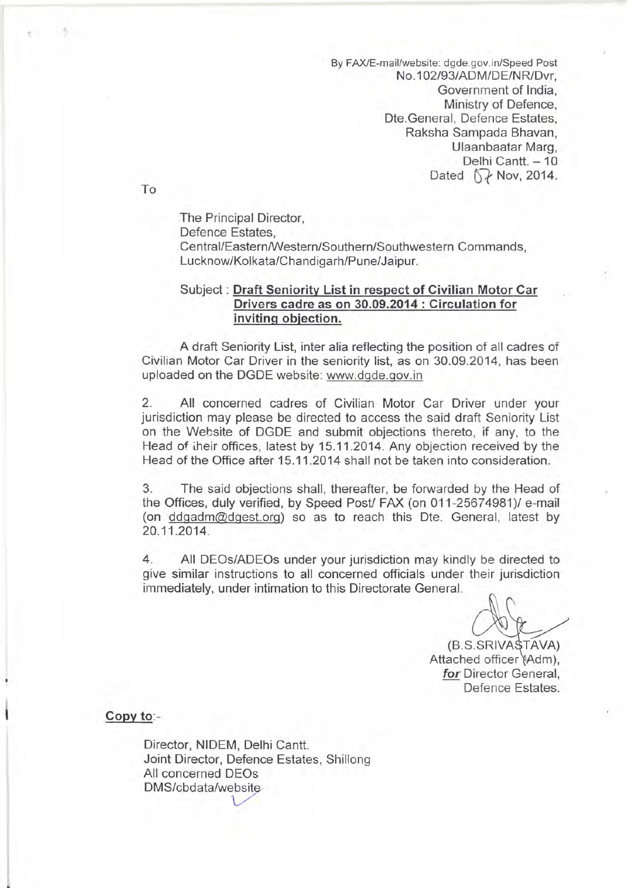By FAX/E-mail/website: dgde.gov.in/Speed Post
No.102/93/ADM/DE/NR/Dvr,
Government of India,
Ministry of Defence,
Dte.General, Defence Estates,
Raksha Sampada Bhavan,
Ulaanbaatar Marg,
Delhi Cantt. – 10
Dated 07 Nov, 2014.

To

The Principal Director,
Defence Estates,
Central/Eastern/Western/Southern/Southwestern Commands,
Lucknow/Kolkata/Chandigarh/Pune/Jaipur.

Subject : **Draft Seniority List in respect of Civilian Motor Car Drivers cadre as on 30.09.2014 : Circulation for inviting objection.**

A draft Seniority List, inter alia reflecting the position of all cadres of Civilian Motor Car Driver in the seniority list, as on 30.09.2014, has been uploaded on the DGDE website: www.dgde.gov.in

2. All concerned cadres of Civilian Motor Car Driver under your jurisdiction may please be directed to access the said draft Seniority List on the Website of DGDE and submit objections thereto, if any, to the Head of their offices, latest by 15.11.2014. Any objection received by the Head of the Office after 15.11.2014 shall not be taken into consideration.

3. The said objections shall, thereafter, be forwarded by the Head of the Offices, duly verified, by Speed Post/ FAX (on 011-25674981)/ e-mail (on ddgadm@dgest.org) so as to reach this Dte. General, latest by 20.11.2014.

4. All DEOs/ADEOs under your jurisdiction may kindly be directed to give similar instructions to all concerned officials under their jurisdiction immediately, under intimation to this Directorate General.

(B.S.SRIVASTAVA)
Attached officer (Adm),
***for*** Director General,
Defence Estates.

**Copy to**:-

Director, NIDEM, Delhi Cantt.
Joint Director, Defence Estates, Shillong
All concerned DEOs
DMS/cbdata/website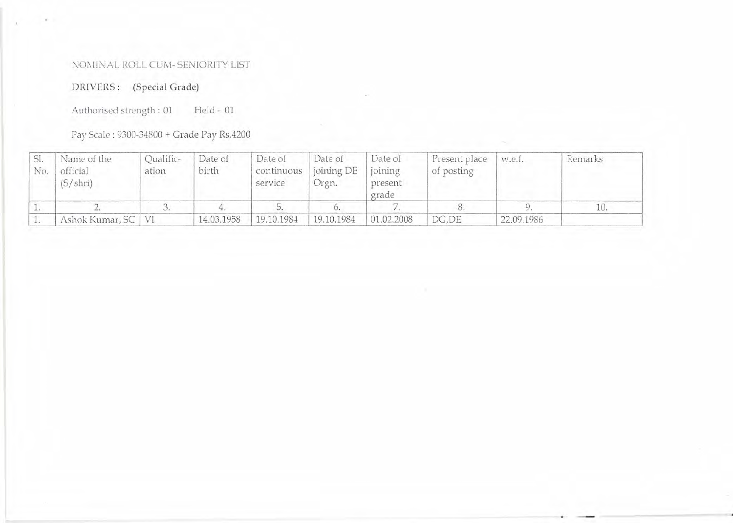NOMINAL ROLL CUM- SENIORITY LIST

DRIVERS : (Special Grade)

Authorised strength : 01 Held - 01

Pay Scale : 9300-34800 + Grade Pay Rs.4200

| Sl. No. | Name of the official (S/shri) | Qualific-ation | Date of birth | Date of continuous service | Date of joining DE Orgn. | Date of joining present grade | Present place of posting | w.e.f. | Remarks |
|---|---|---|---|---|---|---|---|---|---|
| 1. | 2. | 3. | 4. | 5. | 6. | 7. | 8. | 9. | 10. |
| 1. | Ashok Kumar, SC | VI | 14.03.1958 | 19.10.1984 | 19.10.1984 | 01.02.2008 | DG,DE | 22.09.1986 | |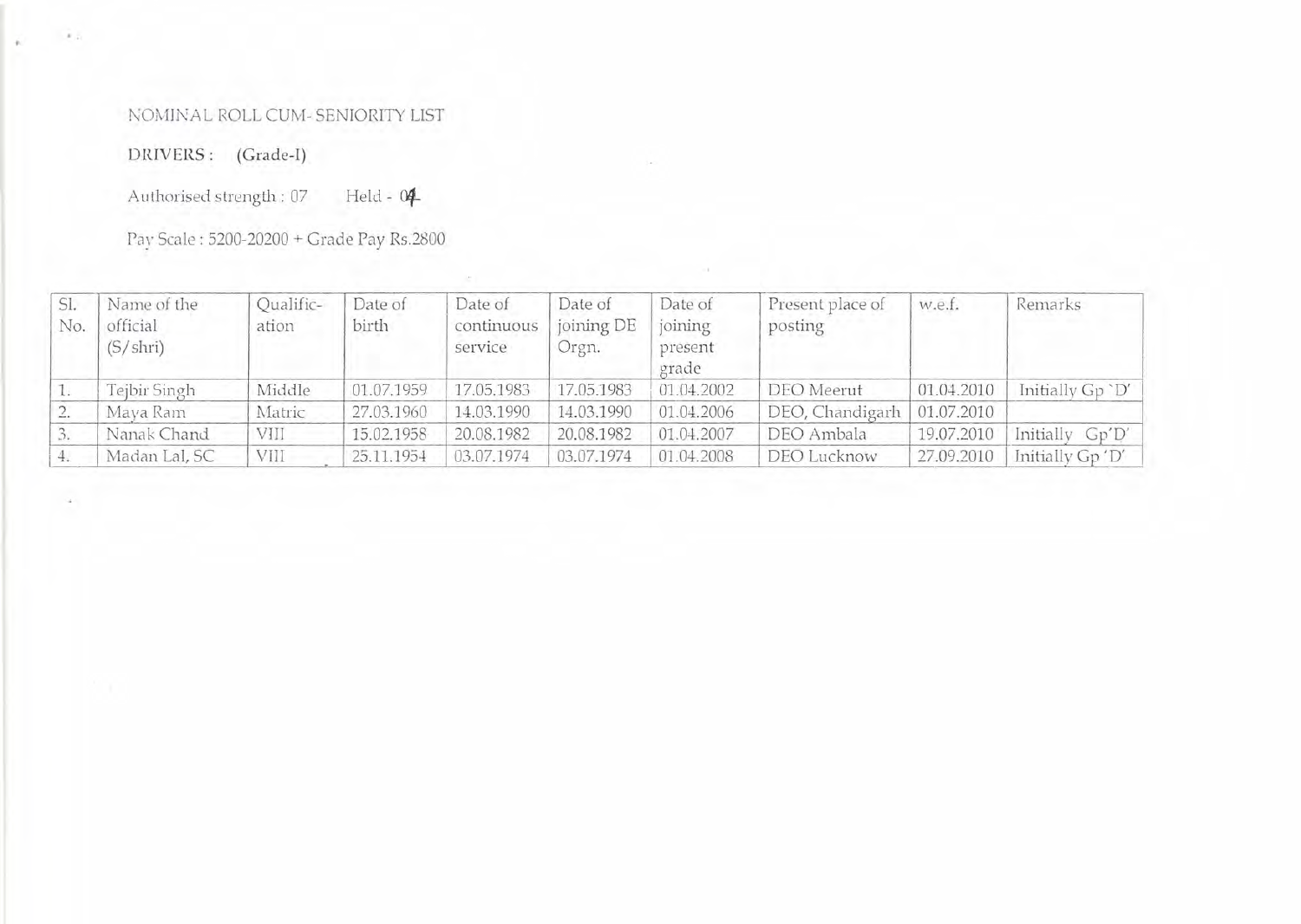NOMINAL ROLL CUM- SENIORITY LIST

DRIVERS : (Grade-I)

Authorised strength : 07 Held - 04

Pay Scale : 5200-20200 + Grade Pay Rs.2800

| Sl. No. | Name of the official (S/shri) | Qualific-ation | Date of birth | Date of continuous service | Date of joining DE Orgn. | Date of joining present grade | Present place of posting | w.e.f. | Remarks |
|---|---|---|---|---|---|---|---|---|---|
| 1. | Tejbir Singh | Middle | 01.07.1959 | 17.05.1983 | 17.05.1983 | 01.04.2002 | DEO Meerut | 01.04.2010 | Initially Gp `D' |
| 2. | Maya Ram | Matric | 27.03.1960 | 14.03.1990 | 14.03.1990 | 01.04.2006 | DEO, Chandigarh | 01.07.2010 | |
| 3. | Nanak Chand | VIII | 15.02.1958 | 20.08.1982 | 20.08.1982 | 01.04.2007 | DEO Ambala | 19.07.2010 | Initially Gp'D' |
| 4. | Madan Lal, SC | VIII | 25.11.1954 | 03.07.1974 | 03.07.1974 | 01.04.2008 | DEO Lucknow | 27.09.2010 | Initially Gp 'D' |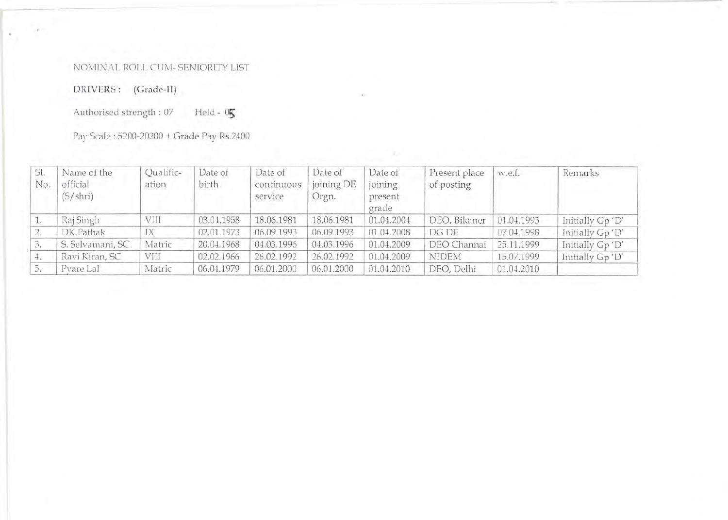NOMINAL ROLL CUM- SENIORITY LIST

DRIVERS : (Grade-II)

Authorised strength : 07 Held - 05

Pay Scale : 5200-20200 + Grade Pay Rs.2400

| Sl. No. | Name of the official (S/shri) | Qualific-ation | Date of birth | Date of continuous service | Date of joining DE Orgn. | Date of joining present grade | Present place of posting | w.e.f. | Remarks |
|---|---|---|---|---|---|---|---|---|---|
| 1. | Raj Singh | VIII | 03.04.1958 | 18.06.1981 | 18.06.1981 | 01.04.2004 | DEO, Bikaner | 01.04.1993 | Initially Gp 'D' |
| 2. | DK.Pathak | IX | 02.01.1973 | 06.09.1993 | 06.09.1993 | 01.04.2008 | DG DE | 07.04.1998 | Initially Gp 'D' |
| 3. | S. Selvamani, SC | Matric | 20.04.1968 | 04.03.1996 | 04.03.1996 | 01.04.2009 | DEO Channai | 25.11.1999 | Initially Gp 'D' |
| 4. | Ravi Kiran, SC | VIII | 02.02.1966 | 26.02.1992 | 26.02.1992 | 01.04.2009 | NIDEM | 15.07.1999 | Initially Gp 'D' |
| 5. | Pyare Lal | Matric | 06.04.1979 | 06.01.2000 | 06.01.2000 | 01.04.2010 | DEO, Delhi | 01.04.2010 | |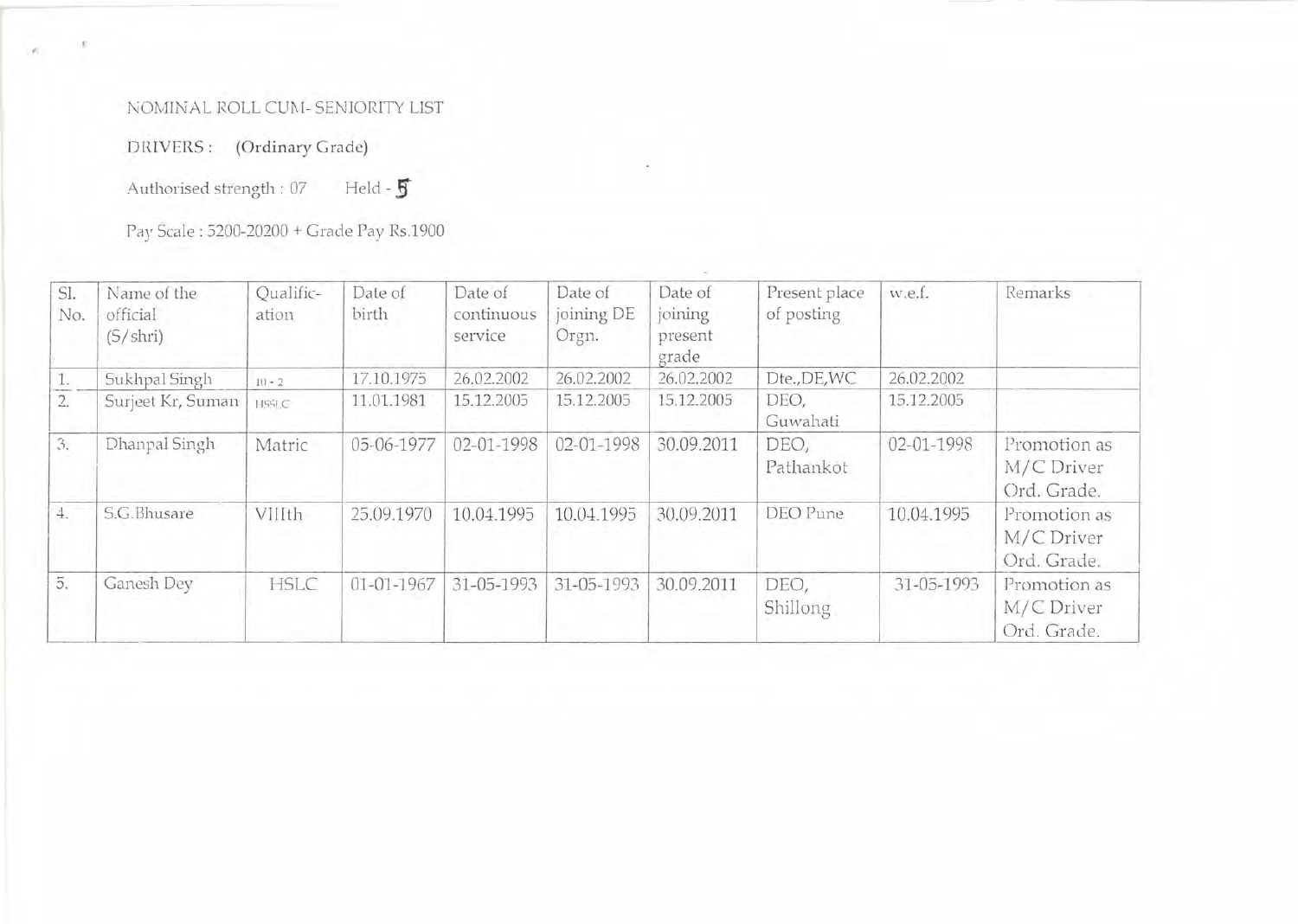NOMINAL ROLL CUM- SENIORITY LIST

DRIVERS : (Ordinary Grade)

Authorised strength : 07 Held - 5

Pay Scale : 5200-20200 + Grade Pay Rs.1900

| Sl. No. | Name of the official (S/shri) | Qualific-ation | Date of birth | Date of continuous service | Date of joining DE Orgn. | Date of joining present grade | Present place of posting | w.e.f. | Remarks |
|---|---|---|---|---|---|---|---|---|---|
| 1. | Sukhpal Singh | 10 + 2 | 17.10.1975 | 26.02.2002 | 26.02.2002 | 26.02.2002 | Dte.,DE,WC | 26.02.2002 | |
| 2. | Surjeet Kr, Suman | HSSLC | 11.01.1981 | 15.12.2005 | 15.12.2005 | 15.12.2005 | DEO, Guwahati | 15.12.2005 | |
| 3. | Dhanpal Singh | Matric | 05-06-1977 | 02-01-1998 | 02-01-1998 | 30.09.2011 | DEO, Pathankot | 02-01-1998 | Promotion as M/C Driver Ord. Grade. |
| 4. | S.G.Bhusare | VIIIth | 25.09.1970 | 10.04.1995 | 10.04.1995 | 30.09.2011 | DEO Pune | 10.04.1995 | Promotion as M/C Driver Ord. Grade. |
| 5. | Ganesh Dey | HSLC | 01-01-1967 | 31-05-1993 | 31-05-1993 | 30.09.2011 | DEO, Shillong | 31-05-1993 | Promotion as M/C Driver Ord. Grade. |